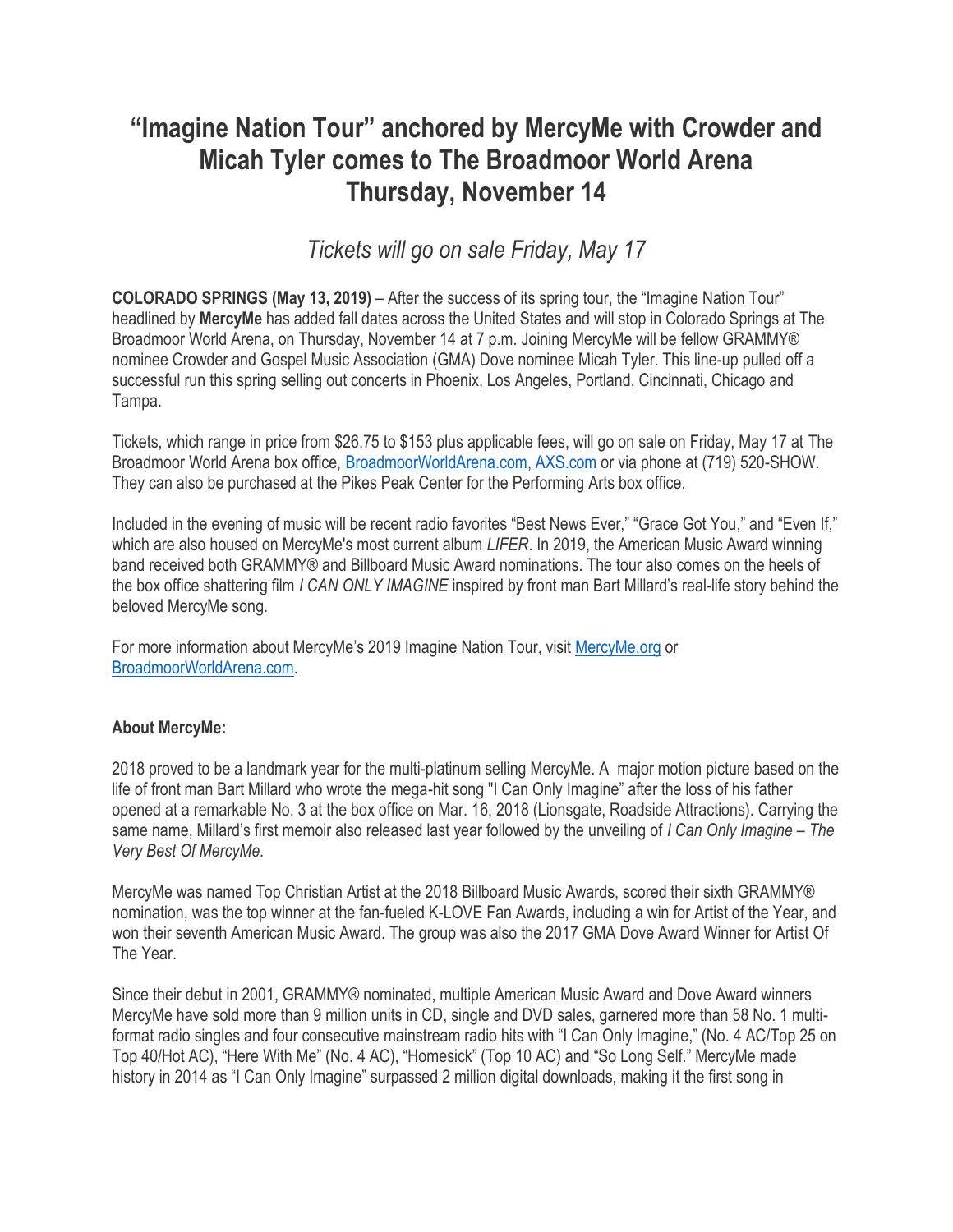# "Imagine Nation Tour" anchored by MercyMe with Crowder and Micah Tyler comes to The Broadmoor World Arena Thursday, November 14

*Tickets will go on sale Friday, May 17*

**COLORADO SPRINGS (May 13, 2019)** – After the success of its spring tour, the "Imagine Nation Tour" headlined by **MercyMe** has added fall dates across the United States and will stop in Colorado Springs at The Broadmoor World Arena, on Thursday, November 14 at 7 p.m. Joining MercyMe will be fellow GRAMMY® nominee Crowder and Gospel Music Association (GMA) Dove nominee Micah Tyler. This line-up pulled off a successful run this spring selling out concerts in Phoenix, Los Angeles, Portland, Cincinnati, Chicago and Tampa.

Tickets, which range in price from $26.75 to $153 plus applicable fees, will go on sale on Friday, May 17 at The Broadmoor World Arena box office, BroadmoorWorldArena.com, AXS.com or via phone at (719) 520-SHOW. They can also be purchased at the Pikes Peak Center for the Performing Arts box office.

Included in the evening of music will be recent radio favorites "Best News Ever," "Grace Got You," and "Even If," which are also housed on MercyMe's most current album *LIFER*. In 2019, the American Music Award winning band received both GRAMMY® and Billboard Music Award nominations. The tour also comes on the heels of the box office shattering film *I CAN ONLY IMAGINE* inspired by front man Bart Millard's real-life story behind the beloved MercyMe song.

For more information about MercyMe's 2019 Imagine Nation Tour, visit MercyMe.org or BroadmoorWorldArena.com.

**About MercyMe:**

2018 proved to be a landmark year for the multi-platinum selling MercyMe. A major motion picture based on the life of front man Bart Millard who wrote the mega-hit song "I Can Only Imagine" after the loss of his father opened at a remarkable No. 3 at the box office on Mar. 16, 2018 (Lionsgate, Roadside Attractions). Carrying the same name, Millard's first memoir also released last year followed by the unveiling of *I Can Only Imagine – The Very Best Of MercyMe*.

MercyMe was named Top Christian Artist at the 2018 Billboard Music Awards, scored their sixth GRAMMY® nomination, was the top winner at the fan-fueled K-LOVE Fan Awards, including a win for Artist of the Year, and won their seventh American Music Award. The group was also the 2017 GMA Dove Award Winner for Artist Of The Year.

Since their debut in 2001, GRAMMY® nominated, multiple American Music Award and Dove Award winners MercyMe have sold more than 9 million units in CD, single and DVD sales, garnered more than 58 No. 1 multi-format radio singles and four consecutive mainstream radio hits with "I Can Only Imagine," (No. 4 AC/Top 25 on Top 40/Hot AC), "Here With Me" (No. 4 AC), "Homesick" (Top 10 AC) and "So Long Self." MercyMe made history in 2014 as "I Can Only Imagine" surpassed 2 million digital downloads, making it the first song in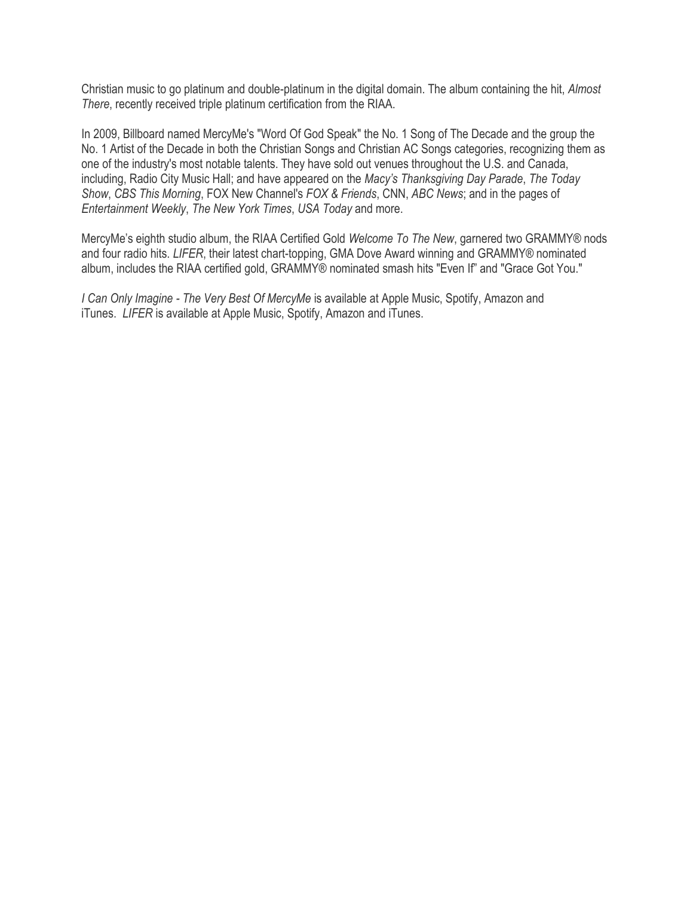Christian music to go platinum and double-platinum in the digital domain. The album containing the hit, *Almost There*, recently received triple platinum certification from the RIAA.

In 2009, Billboard named MercyMe's "Word Of God Speak" the No. 1 Song of The Decade and the group the No. 1 Artist of the Decade in both the Christian Songs and Christian AC Songs categories, recognizing them as one of the industry's most notable talents. They have sold out venues throughout the U.S. and Canada, including, Radio City Music Hall; and have appeared on the *Macy's Thanksgiving Day Parade*, *The Today Show*, *CBS This Morning*, FOX New Channel's *FOX & Friends*, CNN, *ABC News*; and in the pages of *Entertainment Weekly*, *The New York Times*, *USA Today* and more.

MercyMe's eighth studio album, the RIAA Certified Gold *Welcome To The New*, garnered two GRAMMY® nods and four radio hits. *LIFER*, their latest chart-topping, GMA Dove Award winning and GRAMMY® nominated album, includes the RIAA certified gold, GRAMMY® nominated smash hits "Even If" and "Grace Got You."

*I Can Only Imagine - The Very Best Of MercyMe* is available at Apple Music, Spotify, Amazon and iTunes. *LIFER* is available at Apple Music, Spotify, Amazon and iTunes.